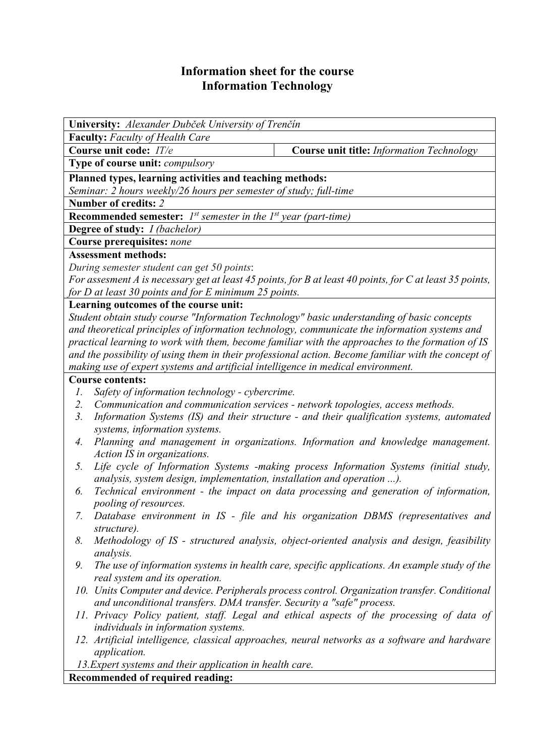# Information sheet for the course
# Information Technology

**University:** *Alexander Dubček University of Trenčín*

**Faculty:** *Faculty of Health Care*

**Course unit code:** *IT/e* | **Course unit title:** *Information Technology*

**Type of course unit:** *compulsory*

**Planned types, learning activities and teaching methods:**
*Seminar: 2 hours weekly/26 hours per semester of study; full-time*

**Number of credits:** *2*

**Recommended semester:** *1st semester in the 1st year (part-time)*

**Degree of study:** *I (bachelor)*

**Course prerequisites:** *none*

**Assessment methods:**
*During semester student can get 50 points*:
*For assesment A is necessary get at least 45 points, for B at least 40 points, for C at least 35 points, for D at least 30 points and for E minimum 25 points.*

**Learning outcomes of the course unit:**
*Student obtain study course "Information Technology" basic understanding of basic concepts and theoretical principles of information technology, communicate the information systems and practical learning to work with them, become familiar with the approaches to the formation of IS and the possibility of using them in their professional action. Become familiar with the concept of making use of expert systems and artificial intelligence in medical environment.*

**Course contents:**

1. *Safety of information technology - cybercrime.*
2. *Communication and communication services - network topologies, access methods.*
3. *Information Systems (IS) and their structure - and their qualification systems, automated systems, information systems.*
4. *Planning and management in organizations. Information and knowledge management. Action IS in organizations.*
5. *Life cycle of Information Systems -making process Information Systems (initial study, analysis, system design, implementation, installation and operation ...).*
6. *Technical environment - the impact on data processing and generation of information, pooling of resources.*
7. *Database environment in IS - file and his organization DBMS (representatives and structure).*
8. *Methodology of IS - structured analysis, object-oriented analysis and design, feasibility analysis.*
9. *The use of information systems in health care, specific applications. An example study of the real system and its operation.*
10. *Units Computer and device. Peripherals process control. Organization transfer. Conditional and unconditional transfers. DMA transfer. Security a "safe" process.*
11. *Privacy Policy patient, staff. Legal and ethical aspects of the processing of data of individuals in information systems.*
12. *Artificial intelligence, classical approaches, neural networks as a software and hardware application.*
13. *Expert systems and their application in health care.*

**Recommended of required reading:**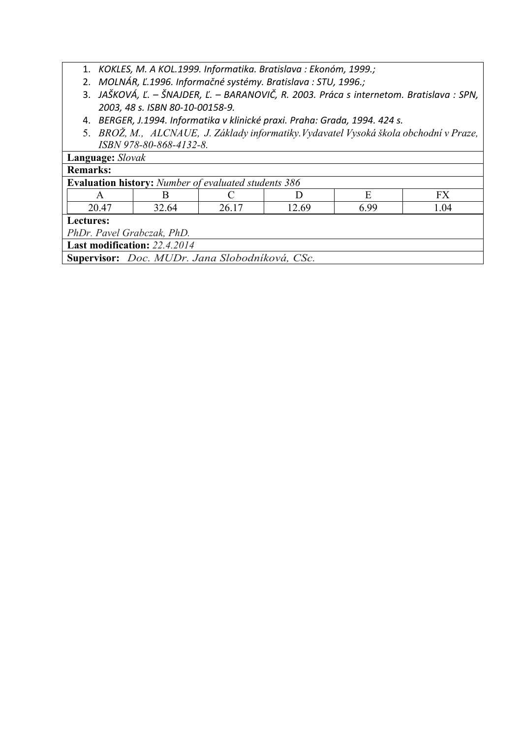1. *KOKLES, M. A KOL.1999. Informatika. Bratislava : Ekonóm, 1999.;*
2. *MOLNÁR, Ľ.1996. Informačné systémy. Bratislava : STU, 1996.;*
3. *JAŠKOVÁ, Ľ. – ŠNAJDER, Ľ. – BARANOVIČ, R. 2003. Práca s internetom. Bratislava : SPN, 2003, 48 s. ISBN 80-10-00158-9.*
4. *BERGER, J.1994. Informatika v klinické praxi. Praha: Grada, 1994. 424 s.*
5. *BROŽ, M., ALCNAUE, J. Základy informatiky.Vydavatel Vysoká škola obchodní v Praze, ISBN 978-80-868-4132-8.*

**Language:** *Slovak*

**Remarks:**

**Evaluation history:** *Number of evaluated students 386*

| A | B | C | D | E | FX |
|---|---|---|---|---|---|
| 20.47 | 32.64 | 26.17 | 12.69 | 6.99 | 1.04 |

**Lectures:**

*PhDr. Pavel Grabczak, PhD.*

**Last modification:** *22.4.2014*

**Supervisor:** *Doc. MUDr. Jana Slobodníková, CSc.*